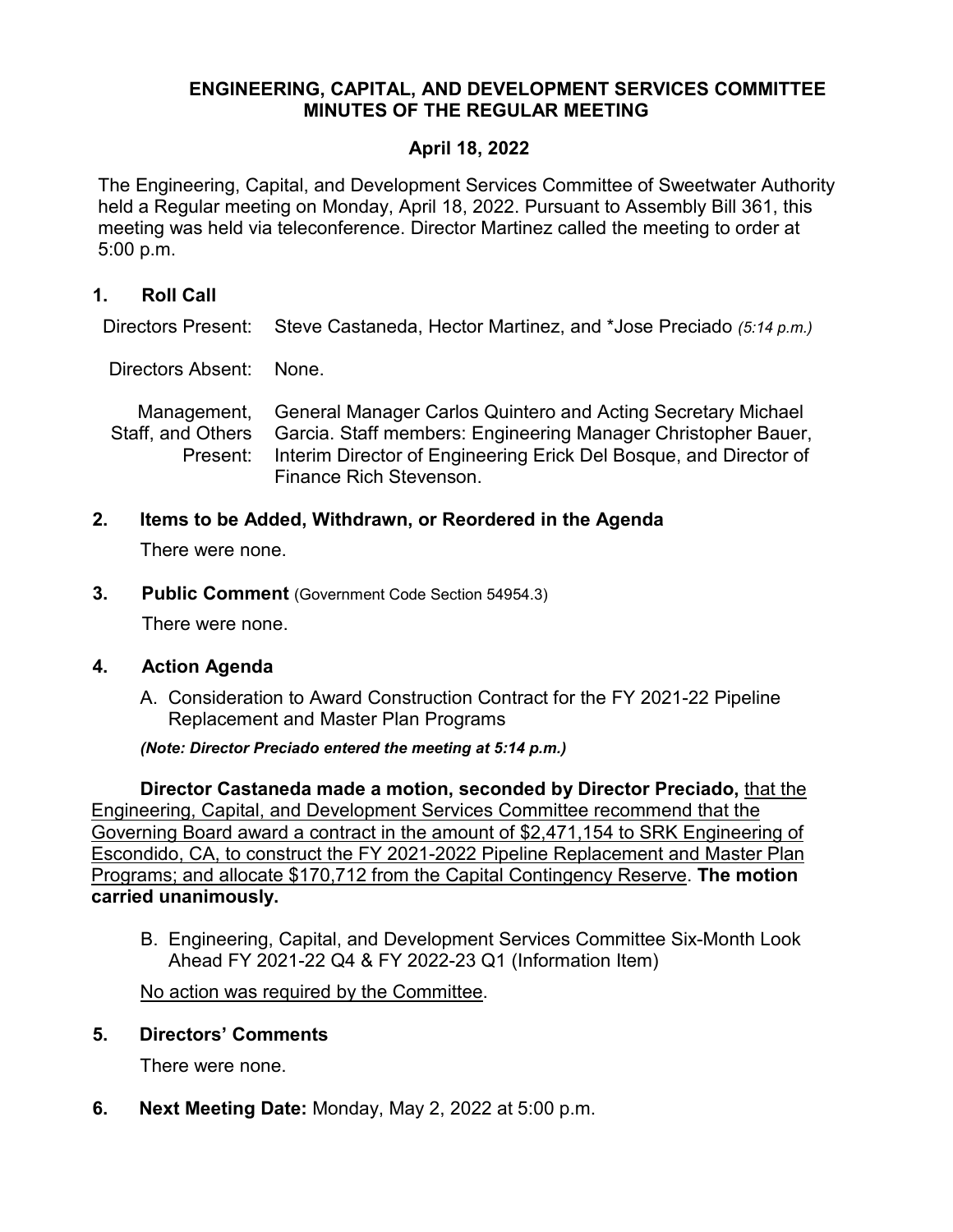# ENGINEERING, CAPITAL, AND DEVELOPMENT SERVICES COMMITTEE MINUTES OF THE REGULAR MEETING

## April 18, 2022

The Engineering, Capital, and Development Services Committee of Sweetwater Authority held a Regular meeting on Monday, April 18, 2022. Pursuant to Assembly Bill 361, this meeting was held via teleconference. Director Martinez called the meeting to order at 5:00 p.m.

## 1. Roll Call

| | |
|---|---|
| Directors Present: | Steve Castaneda, Hector Martinez, and *Jose Preciado *(5:14 p.m.)* |
| Directors Absent: | None. |
| Management, Staff, and Others Present: | General Manager Carlos Quintero and Acting Secretary Michael Garcia. Staff members: Engineering Manager Christopher Bauer, Interim Director of Engineering Erick Del Bosque, and Director of Finance Rich Stevenson. |

## 2. Items to be Added, Withdrawn, or Reordered in the Agenda

There were none.

## 3. Public Comment (Government Code Section 54954.3)

There were none.

## 4. Action Agenda

A. Consideration to Award Construction Contract for the FY 2021-22 Pipeline Replacement and Master Plan Programs

***(Note: Director Preciado entered the meeting at 5:14 p.m.)***

**Director Castaneda made a motion, seconded by Director Preciado,** <u>that the Engineering, Capital, and Development Services Committee recommend that the Governing Board award a contract in the amount of $2,471,154 to SRK Engineering of Escondido, CA, to construct the FY 2021-2022 Pipeline Replacement and Master Plan Programs; and allocate $170,712 from the Capital Contingency Reserve</u>. **The motion carried unanimously.**

B. Engineering, Capital, and Development Services Committee Six-Month Look Ahead FY 2021-22 Q4 & FY 2022-23 Q1 (Information Item)

<u>No action was required by the Committee</u>.

## 5. Directors' Comments

There were none.

## 6. Next Meeting Date: Monday, May 2, 2022 at 5:00 p.m.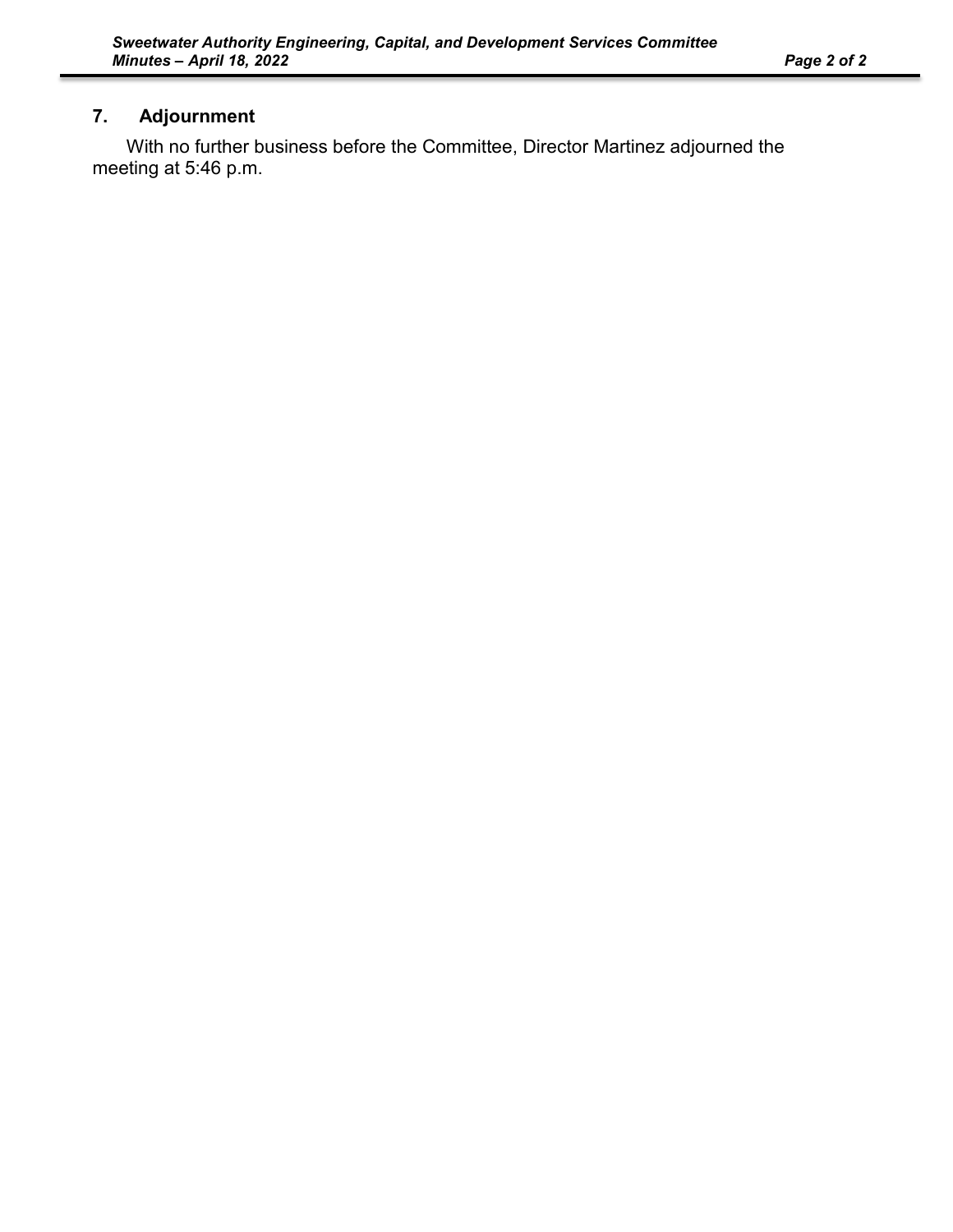## 7. Adjournment

With no further business before the Committee, Director Martinez adjourned the meeting at 5:46 p.m.